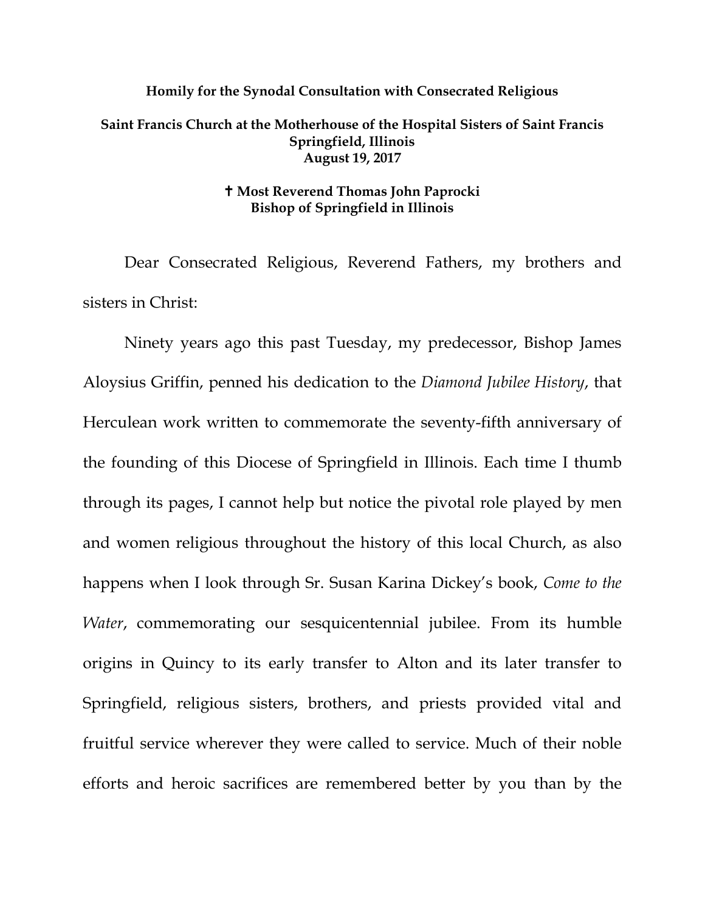**Homily for the Synodal Consultation with Consecrated Religious**

**Saint Francis Church at the Motherhouse of the Hospital Sisters of Saint Francis**
**Springfield, Illinois**
**August 19, 2017**

**✝ Most Reverend Thomas John Paprocki**
**Bishop of Springfield in Illinois**

Dear Consecrated Religious, Reverend Fathers, my brothers and sisters in Christ:

Ninety years ago this past Tuesday, my predecessor, Bishop James Aloysius Griffin, penned his dedication to the *Diamond Jubilee History*, that Herculean work written to commemorate the seventy-fifth anniversary of the founding of this Diocese of Springfield in Illinois. Each time I thumb through its pages, I cannot help but notice the pivotal role played by men and women religious throughout the history of this local Church, as also happens when I look through Sr. Susan Karina Dickey's book, *Come to the Water*, commemorating our sesquicentennial jubilee. From its humble origins in Quincy to its early transfer to Alton and its later transfer to Springfield, religious sisters, brothers, and priests provided vital and fruitful service wherever they were called to service. Much of their noble efforts and heroic sacrifices are remembered better by you than by the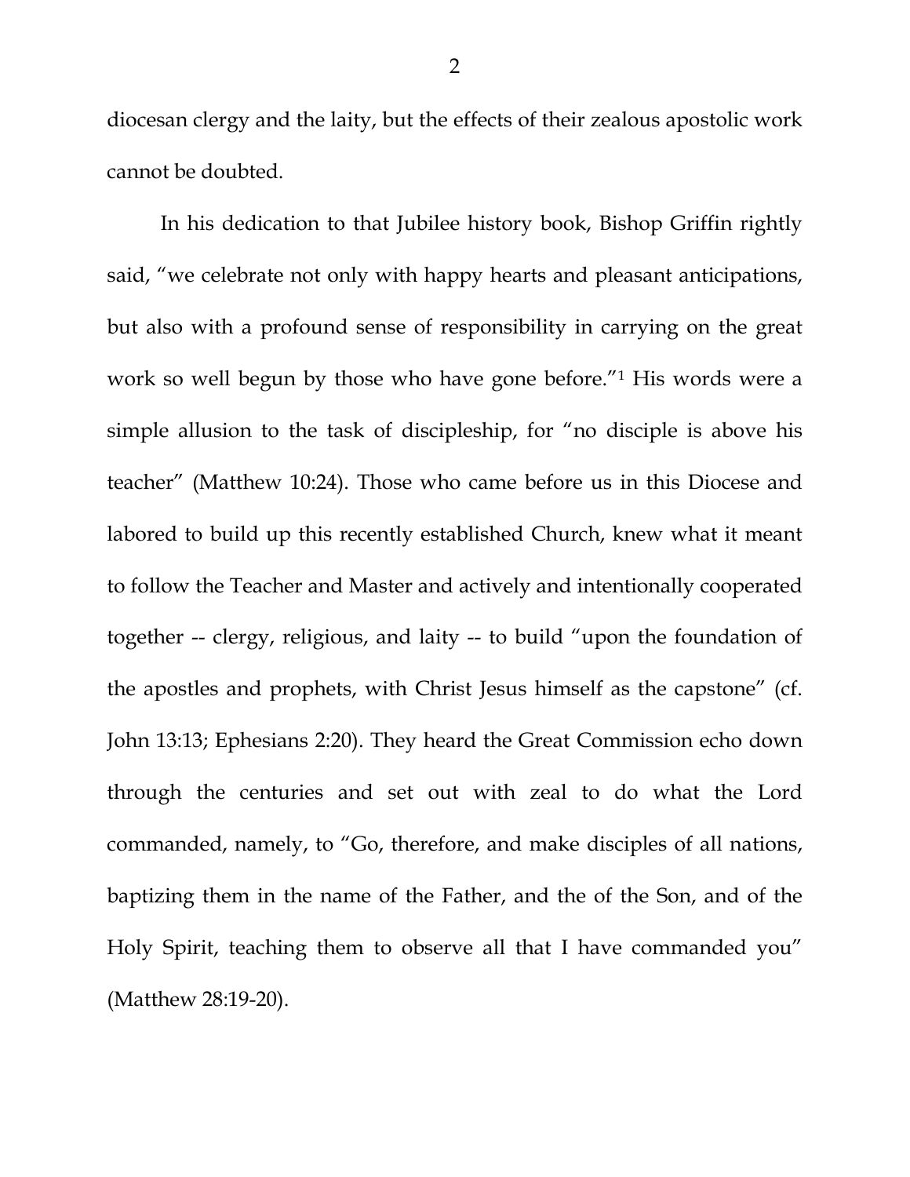diocesan clergy and the laity, but the effects of their zealous apostolic work cannot be doubted.

In his dedication to that Jubilee history book, Bishop Griffin rightly said, "we celebrate not only with happy hearts and pleasant anticipations, but also with a profound sense of responsibility in carrying on the great work so well begun by those who have gone before."[1] His words were a simple allusion to the task of discipleship, for "no disciple is above his teacher" (Matthew 10:24). Those who came before us in this Diocese and labored to build up this recently established Church, knew what it meant to follow the Teacher and Master and actively and intentionally cooperated together -- clergy, religious, and laity -- to build "upon the foundation of the apostles and prophets, with Christ Jesus himself as the capstone" (cf. John 13:13; Ephesians 2:20). They heard the Great Commission echo down through the centuries and set out with zeal to do what the Lord commanded, namely, to "Go, therefore, and make disciples of all nations, baptizing them in the name of the Father, and the of the Son, and of the Holy Spirit, teaching them to observe all that I have commanded you" (Matthew 28:19-20).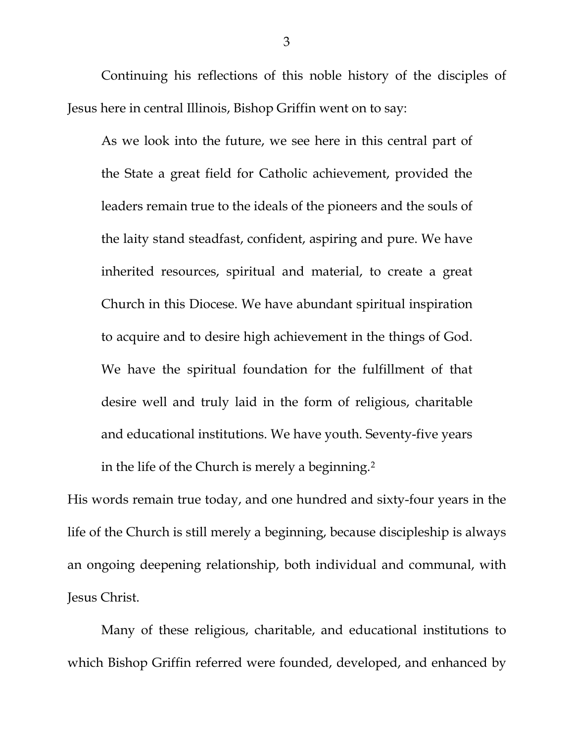Continuing his reflections of this noble history of the disciples of Jesus here in central Illinois, Bishop Griffin went on to say:

> As we look into the future, we see here in this central part of the State a great field for Catholic achievement, provided the leaders remain true to the ideals of the pioneers and the souls of the laity stand steadfast, confident, aspiring and pure. We have inherited resources, spiritual and material, to create a great Church in this Diocese. We have abundant spiritual inspiration to acquire and to desire high achievement in the things of God. We have the spiritual foundation for the fulfillment of that desire well and truly laid in the form of religious, charitable and educational institutions. We have youth. Seventy-five years in the life of the Church is merely a beginning.[2]

His words remain true today, and one hundred and sixty-four years in the life of the Church is still merely a beginning, because discipleship is always an ongoing deepening relationship, both individual and communal, with Jesus Christ.

Many of these religious, charitable, and educational institutions to which Bishop Griffin referred were founded, developed, and enhanced by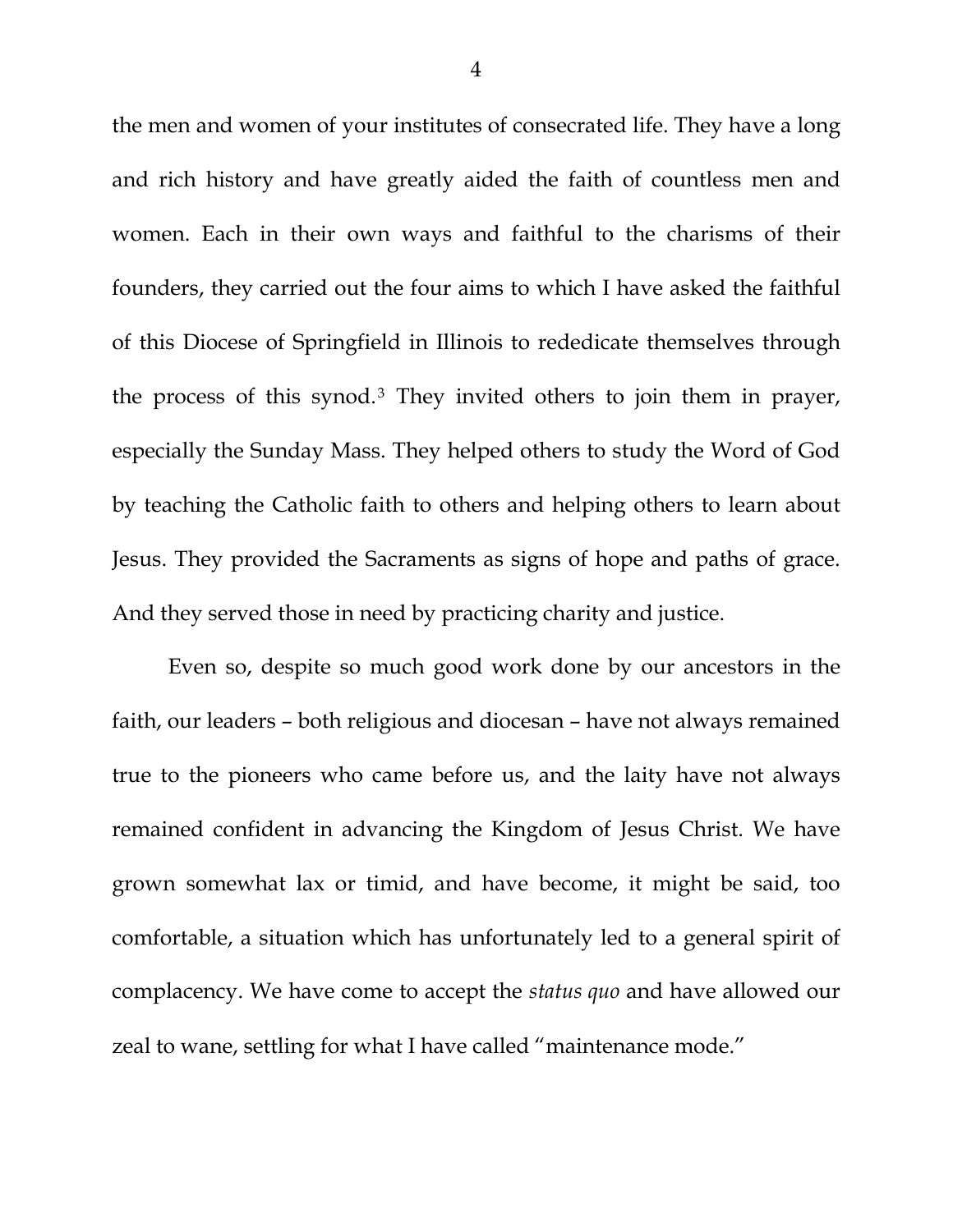the men and women of your institutes of consecrated life. They have a long and rich history and have greatly aided the faith of countless men and women. Each in their own ways and faithful to the charisms of their founders, they carried out the four aims to which I have asked the faithful of this Diocese of Springfield in Illinois to rededicate themselves through the process of this synod.[3] They invited others to join them in prayer, especially the Sunday Mass. They helped others to study the Word of God by teaching the Catholic faith to others and helping others to learn about Jesus. They provided the Sacraments as signs of hope and paths of grace. And they served those in need by practicing charity and justice.

Even so, despite so much good work done by our ancestors in the faith, our leaders – both religious and diocesan – have not always remained true to the pioneers who came before us, and the laity have not always remained confident in advancing the Kingdom of Jesus Christ. We have grown somewhat lax or timid, and have become, it might be said, too comfortable, a situation which has unfortunately led to a general spirit of complacency. We have come to accept the *status quo* and have allowed our zeal to wane, settling for what I have called "maintenance mode."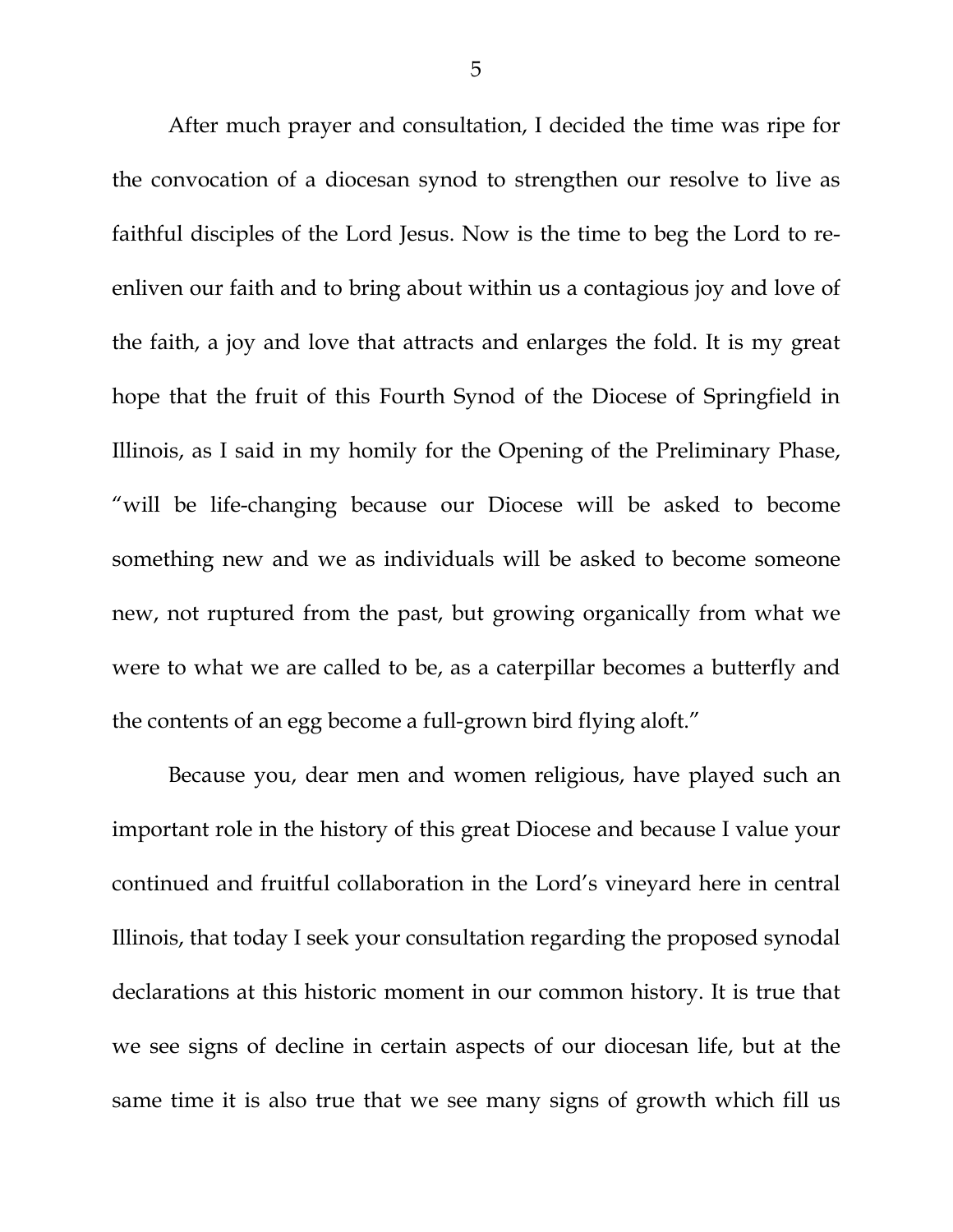After much prayer and consultation, I decided the time was ripe for the convocation of a diocesan synod to strengthen our resolve to live as faithful disciples of the Lord Jesus. Now is the time to beg the Lord to re-enliven our faith and to bring about within us a contagious joy and love of the faith, a joy and love that attracts and enlarges the fold. It is my great hope that the fruit of this Fourth Synod of the Diocese of Springfield in Illinois, as I said in my homily for the Opening of the Preliminary Phase, "will be life-changing because our Diocese will be asked to become something new and we as individuals will be asked to become someone new, not ruptured from the past, but growing organically from what we were to what we are called to be, as a caterpillar becomes a butterfly and the contents of an egg become a full-grown bird flying aloft."

Because you, dear men and women religious, have played such an important role in the history of this great Diocese and because I value your continued and fruitful collaboration in the Lord's vineyard here in central Illinois, that today I seek your consultation regarding the proposed synodal declarations at this historic moment in our common history. It is true that we see signs of decline in certain aspects of our diocesan life, but at the same time it is also true that we see many signs of growth which fill us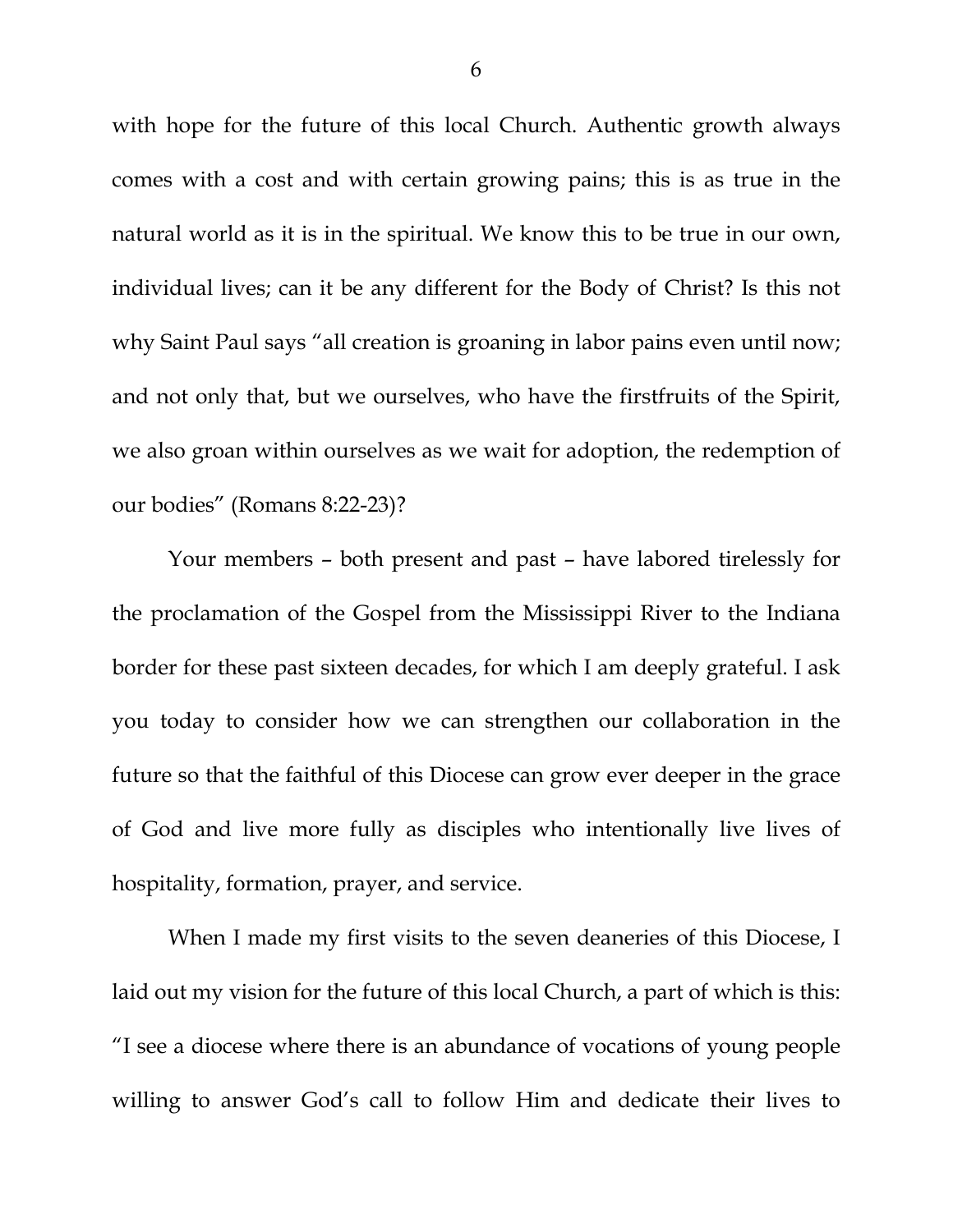with hope for the future of this local Church. Authentic growth always comes with a cost and with certain growing pains; this is as true in the natural world as it is in the spiritual. We know this to be true in our own, individual lives; can it be any different for the Body of Christ? Is this not why Saint Paul says "all creation is groaning in labor pains even until now; and not only that, but we ourselves, who have the firstfruits of the Spirit, we also groan within ourselves as we wait for adoption, the redemption of our bodies" (Romans 8:22-23)?

Your members – both present and past – have labored tirelessly for the proclamation of the Gospel from the Mississippi River to the Indiana border for these past sixteen decades, for which I am deeply grateful. I ask you today to consider how we can strengthen our collaboration in the future so that the faithful of this Diocese can grow ever deeper in the grace of God and live more fully as disciples who intentionally live lives of hospitality, formation, prayer, and service.

When I made my first visits to the seven deaneries of this Diocese, I laid out my vision for the future of this local Church, a part of which is this: "I see a diocese where there is an abundance of vocations of young people willing to answer God's call to follow Him and dedicate their lives to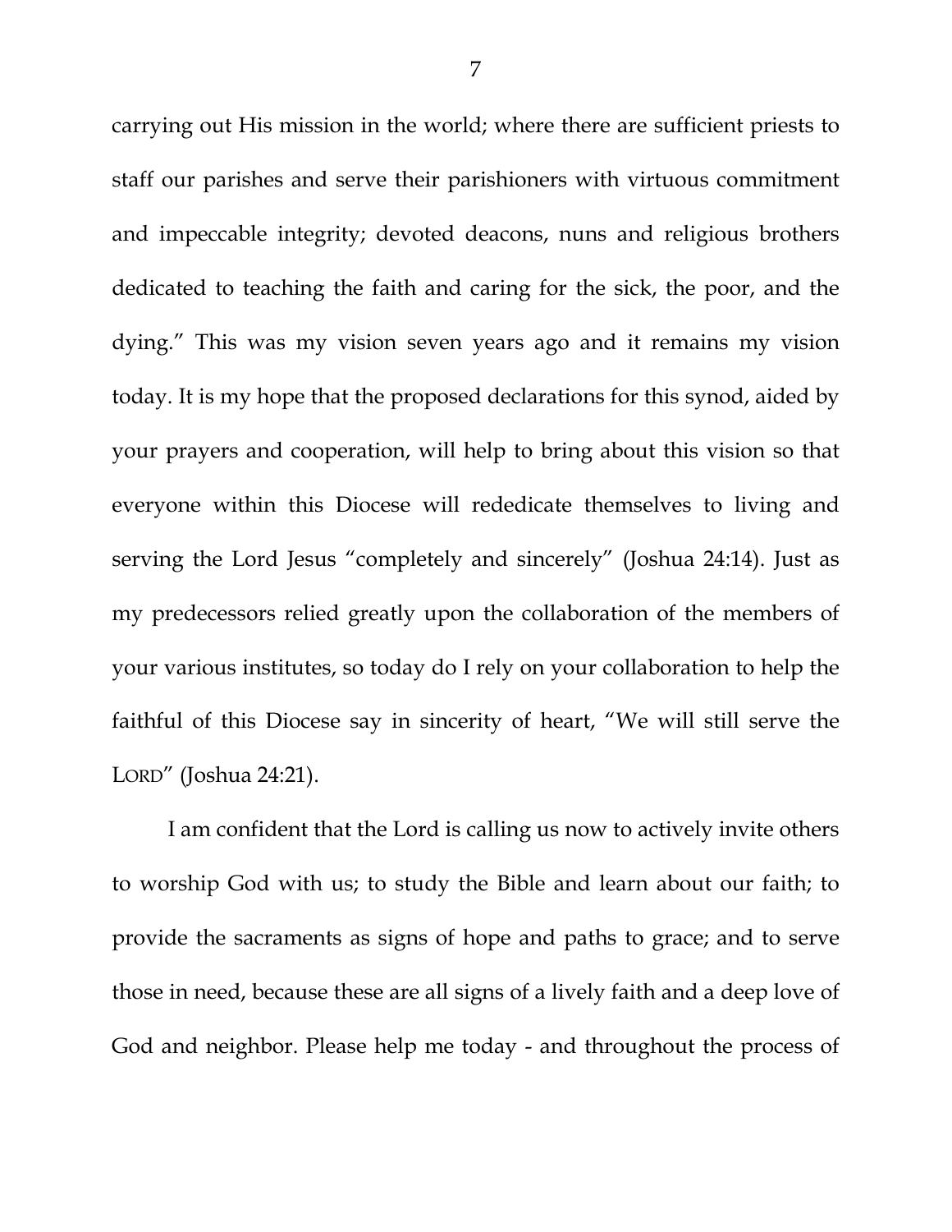carrying out His mission in the world; where there are sufficient priests to staff our parishes and serve their parishioners with virtuous commitment and impeccable integrity; devoted deacons, nuns and religious brothers dedicated to teaching the faith and caring for the sick, the poor, and the dying." This was my vision seven years ago and it remains my vision today. It is my hope that the proposed declarations for this synod, aided by your prayers and cooperation, will help to bring about this vision so that everyone within this Diocese will rededicate themselves to living and serving the Lord Jesus "completely and sincerely" (Joshua 24:14). Just as my predecessors relied greatly upon the collaboration of the members of your various institutes, so today do I rely on your collaboration to help the faithful of this Diocese say in sincerity of heart, "We will still serve the LORD" (Joshua 24:21).

I am confident that the Lord is calling us now to actively invite others to worship God with us; to study the Bible and learn about our faith; to provide the sacraments as signs of hope and paths to grace; and to serve those in need, because these are all signs of a lively faith and a deep love of God and neighbor. Please help me today - and throughout the process of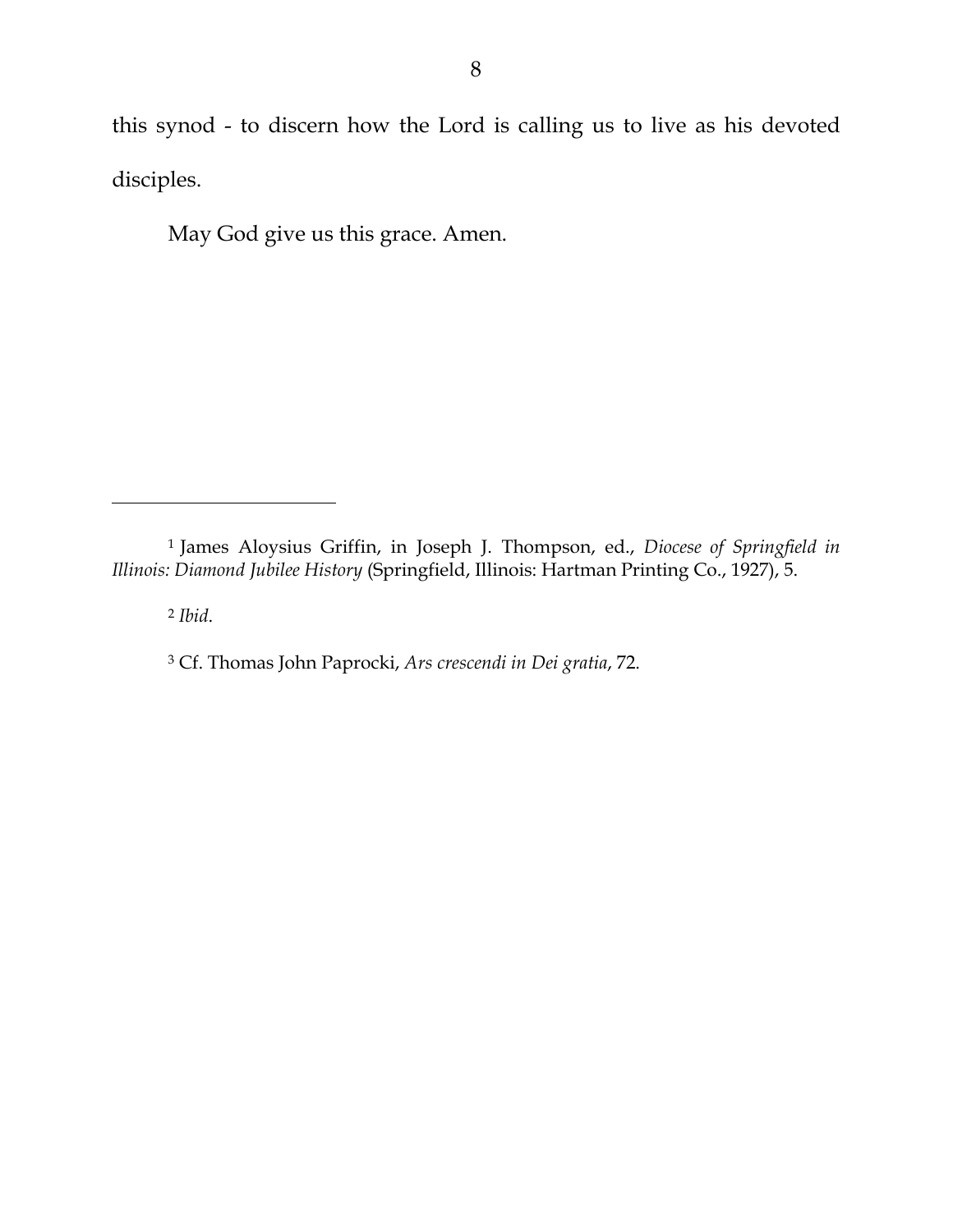this synod - to discern how the Lord is calling us to live as his devoted disciples.

May God give us this grace. Amen.

---

[1] James Aloysius Griffin, in Joseph J. Thompson, ed., *Diocese of Springfield in Illinois: Diamond Jubilee History* (Springfield, Illinois: Hartman Printing Co., 1927), 5.

[2] *Ibid*.

[3] Cf. Thomas John Paprocki, *Ars crescendi in Dei gratia*, 72.